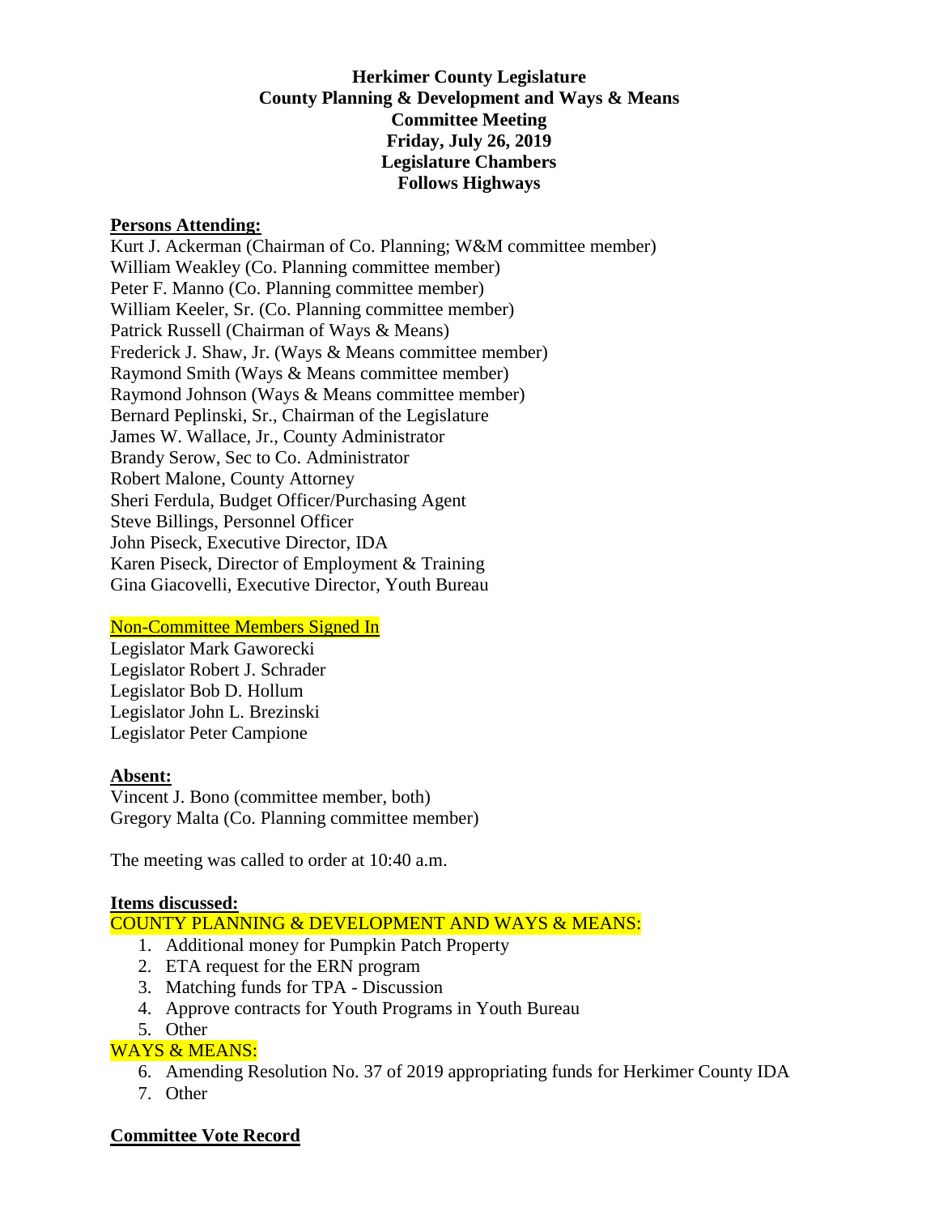**Herkimer County Legislature**
**County Planning & Development and Ways & Means**
**Committee Meeting**
**Friday, July 26, 2019**
**Legislature Chambers**
**Follows Highways**

**Persons Attending:**

Kurt J. Ackerman (Chairman of Co. Planning; W&M committee member)
William Weakley (Co. Planning committee member)
Peter F. Manno (Co. Planning committee member)
William Keeler, Sr. (Co. Planning committee member)
Patrick Russell (Chairman of Ways & Means)
Frederick J. Shaw, Jr. (Ways & Means committee member)
Raymond Smith (Ways & Means committee member)
Raymond Johnson (Ways & Means committee member)
Bernard Peplinski, Sr., Chairman of the Legislature
James W. Wallace, Jr., County Administrator
Brandy Serow, Sec to Co. Administrator
Robert Malone, County Attorney
Sheri Ferdula, Budget Officer/Purchasing Agent
Steve Billings, Personnel Officer
John Piseck, Executive Director, IDA
Karen Piseck, Director of Employment & Training
Gina Giacovelli, Executive Director, Youth Bureau

Non-Committee Members Signed In

Legislator Mark Gaworecki
Legislator Robert J. Schrader
Legislator Bob D. Hollum
Legislator John L. Brezinski
Legislator Peter Campione

**Absent:**

Vincent J. Bono (committee member, both)
Gregory Malta (Co. Planning committee member)

The meeting was called to order at 10:40 a.m.

**Items discussed:**

COUNTY PLANNING & DEVELOPMENT AND WAYS & MEANS:

1. Additional money for Pumpkin Patch Property
2. ETA request for the ERN program
3. Matching funds for TPA - Discussion
4. Approve contracts for Youth Programs in Youth Bureau
5. Other

WAYS & MEANS:

6. Amending Resolution No. 37 of 2019 appropriating funds for Herkimer County IDA
7. Other

**Committee Vote Record**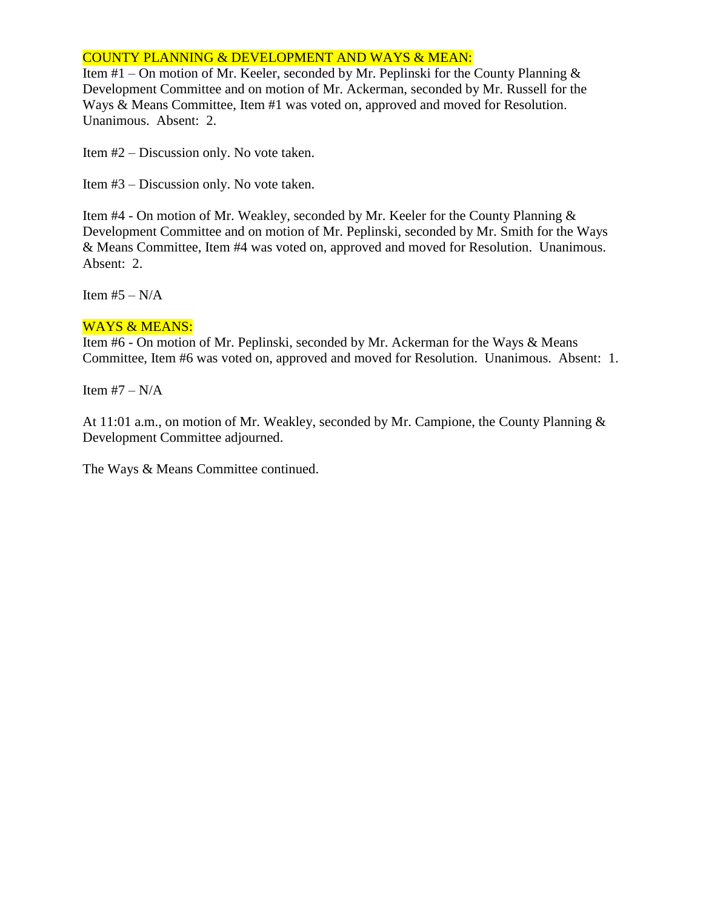COUNTY PLANNING & DEVELOPMENT AND WAYS & MEAN:

Item #1 – On motion of Mr. Keeler, seconded by Mr. Peplinski for the County Planning & Development Committee and on motion of Mr. Ackerman, seconded by Mr. Russell for the Ways & Means Committee, Item #1 was voted on, approved and moved for Resolution. Unanimous. Absent: 2.

Item #2 – Discussion only. No vote taken.

Item #3 – Discussion only. No vote taken.

Item #4 - On motion of Mr. Weakley, seconded by Mr. Keeler for the County Planning & Development Committee and on motion of Mr. Peplinski, seconded by Mr. Smith for the Ways & Means Committee, Item #4 was voted on, approved and moved for Resolution. Unanimous. Absent: 2.

Item #5 – N/A

WAYS & MEANS:

Item #6 - On motion of Mr. Peplinski, seconded by Mr. Ackerman for the Ways & Means Committee, Item #6 was voted on, approved and moved for Resolution. Unanimous. Absent: 1.

Item #7 – N/A

At 11:01 a.m., on motion of Mr. Weakley, seconded by Mr. Campione, the County Planning & Development Committee adjourned.

The Ways & Means Committee continued.